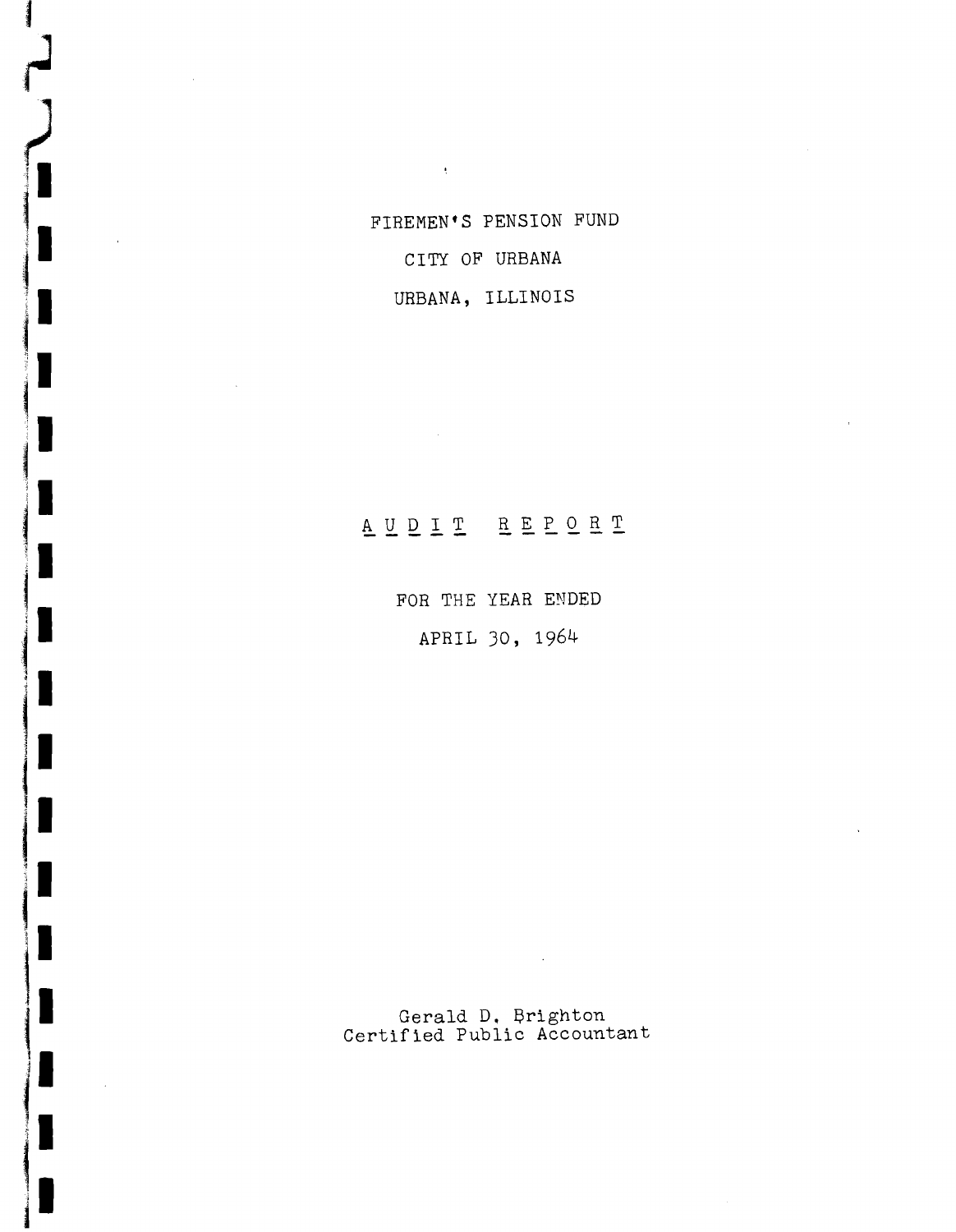FIREMEN'S PENSION FUND

CITY OF URBANA

URBANA, ILLINOIS

# AUDIT REPORT

FOR THE YEAR ENDED

APRIL 30, 1964

Gerald D. Brighton
Certified Public Accountant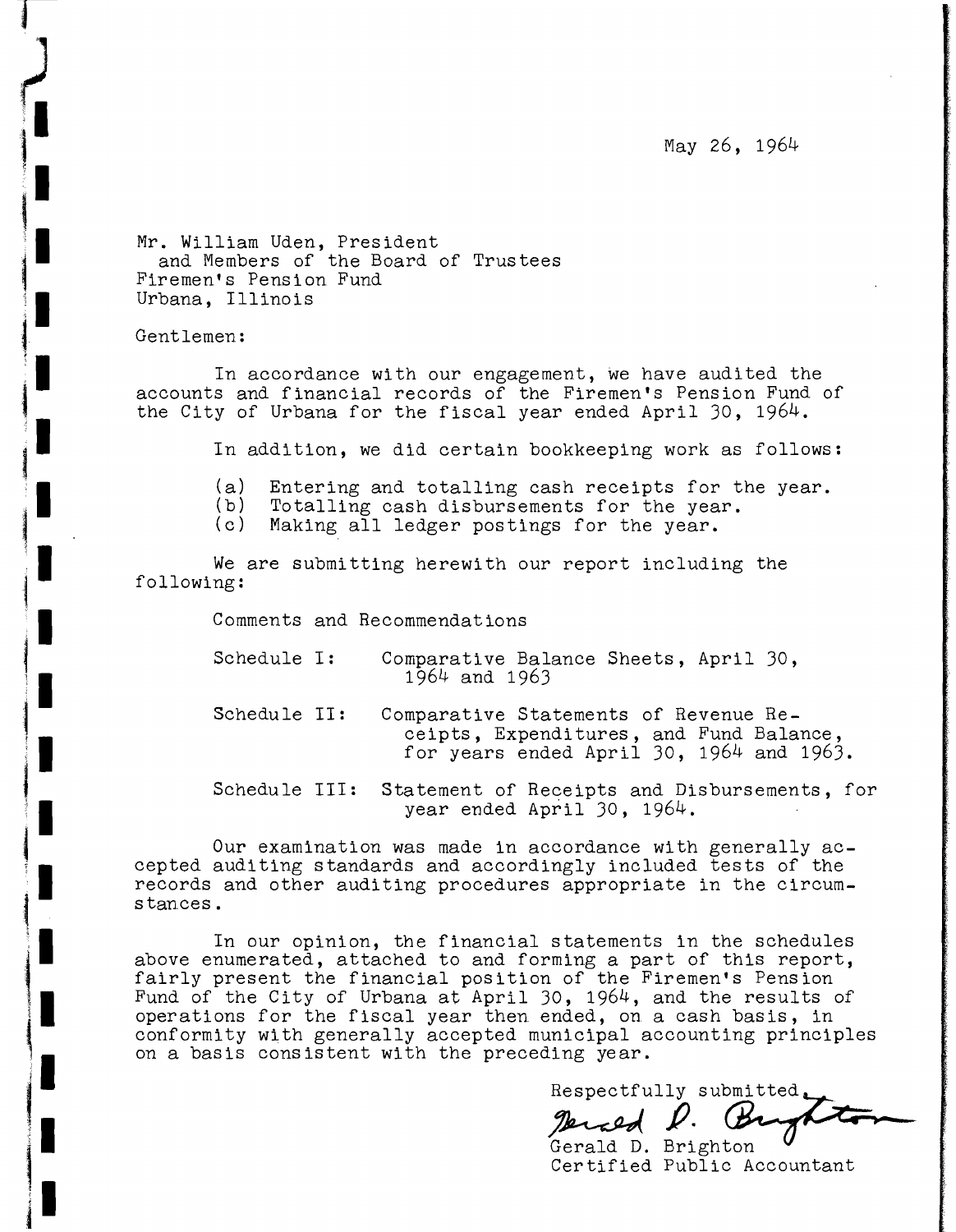May 26, 1964

Mr. William Uden, President
and Members of the Board of Trustees
Firemen's Pension Fund
Urbana, Illinois

Gentlemen:

In accordance with our engagement, we have audited the accounts and financial records of the Firemen's Pension Fund of the City of Urbana for the fiscal year ended April 30, 1964.

In addition, we did certain bookkeeping work as follows:

(a) Entering and totalling cash receipts for the year.
(b) Totalling cash disbursements for the year.
(c) Making all ledger postings for the year.

We are submitting herewith our report including the following:

Comments and Recommendations

Schedule I: Comparative Balance Sheets, April 30, 1964 and 1963

Schedule II: Comparative Statements of Revenue Receipts, Expenditures, and Fund Balance, for years ended April 30, 1964 and 1963.

Schedule III: Statement of Receipts and Disbursements, for year ended April 30, 1964.

Our examination was made in accordance with generally accepted auditing standards and accordingly included tests of the records and other auditing procedures appropriate in the circumstances.

In our opinion, the financial statements in the schedules above enumerated, attached to and forming a part of this report, fairly present the financial position of the Firemen's Pension Fund of the City of Urbana at April 30, 1964, and the results of operations for the fiscal year then ended, on a cash basis, in conformity with generally accepted municipal accounting principles on a basis consistent with the preceding year.

Respectfully submitted,

Gerald D. Brighton
Certified Public Accountant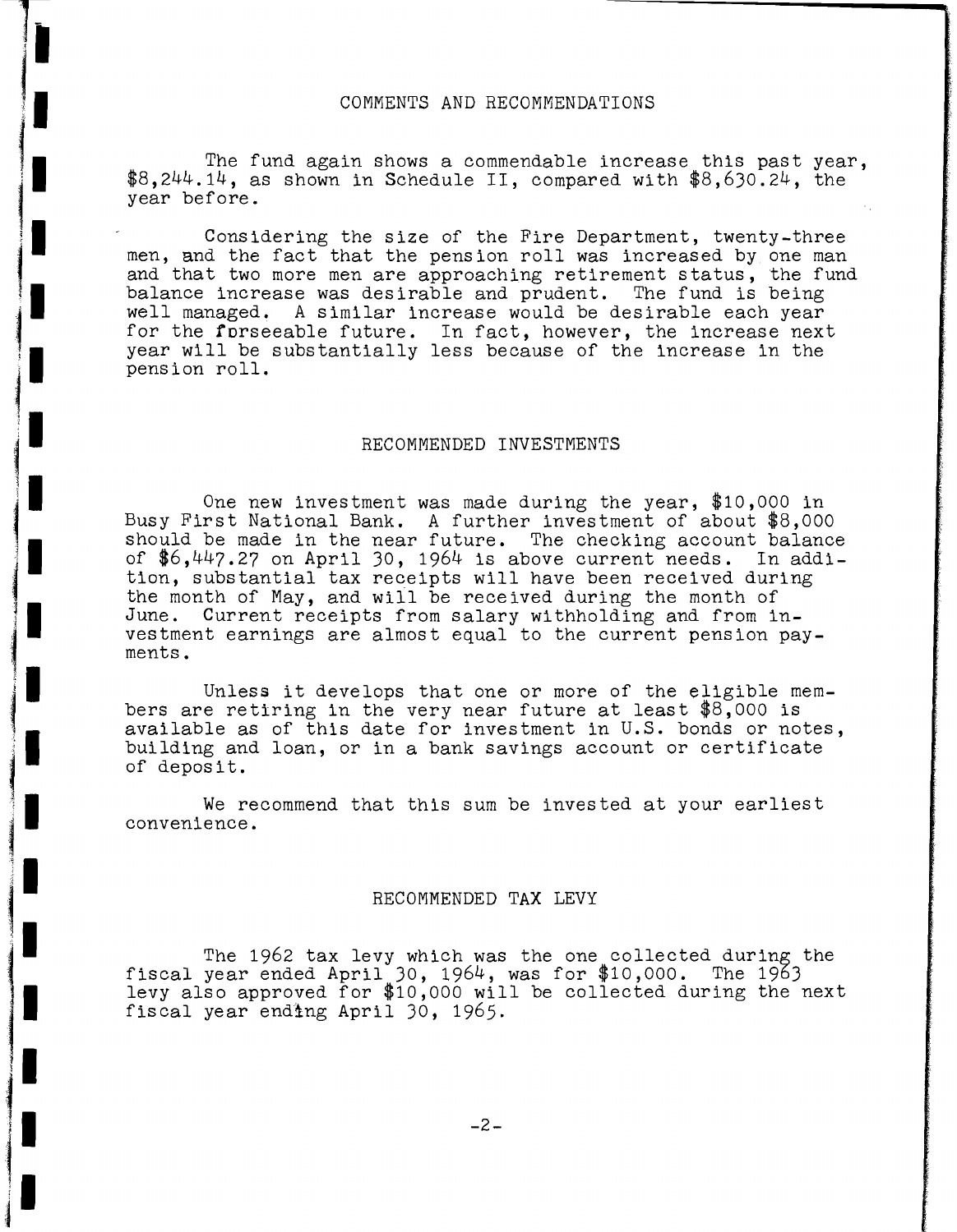## COMMENTS AND RECOMMENDATIONS

The fund again shows a commendable increase this past year, \$8,244.14, as shown in Schedule II, compared with \$8,630.24, the year before.

Considering the size of the Fire Department, twenty-three men, and the fact that the pension roll was increased by one man and that two more men are approaching retirement status, the fund balance increase was desirable and prudent. The fund is being well managed. A similar increase would be desirable each year for the forseeable future. In fact, however, the increase next year will be substantially less because of the increase in the pension roll.

## RECOMMENDED INVESTMENTS

One new investment was made during the year, \$10,000 in Busy First National Bank. A further investment of about \$8,000 should be made in the near future. The checking account balance of \$6,447.27 on April 30, 1964 is above current needs. In addition, substantial tax receipts will have been received during the month of May, and will be received during the month of June. Current receipts from salary withholding and from investment earnings are almost equal to the current pension payments.

Unless it develops that one or more of the eligible members are retiring in the very near future at least \$8,000 is available as of this date for investment in U.S. bonds or notes, building and loan, or in a bank savings account or certificate of deposit.

We recommend that this sum be invested at your earliest convenience.

## RECOMMENDED TAX LEVY

The 1962 tax levy which was the one collected during the fiscal year ended April 30, 1964, was for \$10,000. The 1963 levy also approved for \$10,000 will be collected during the next fiscal year ending April 30, 1965.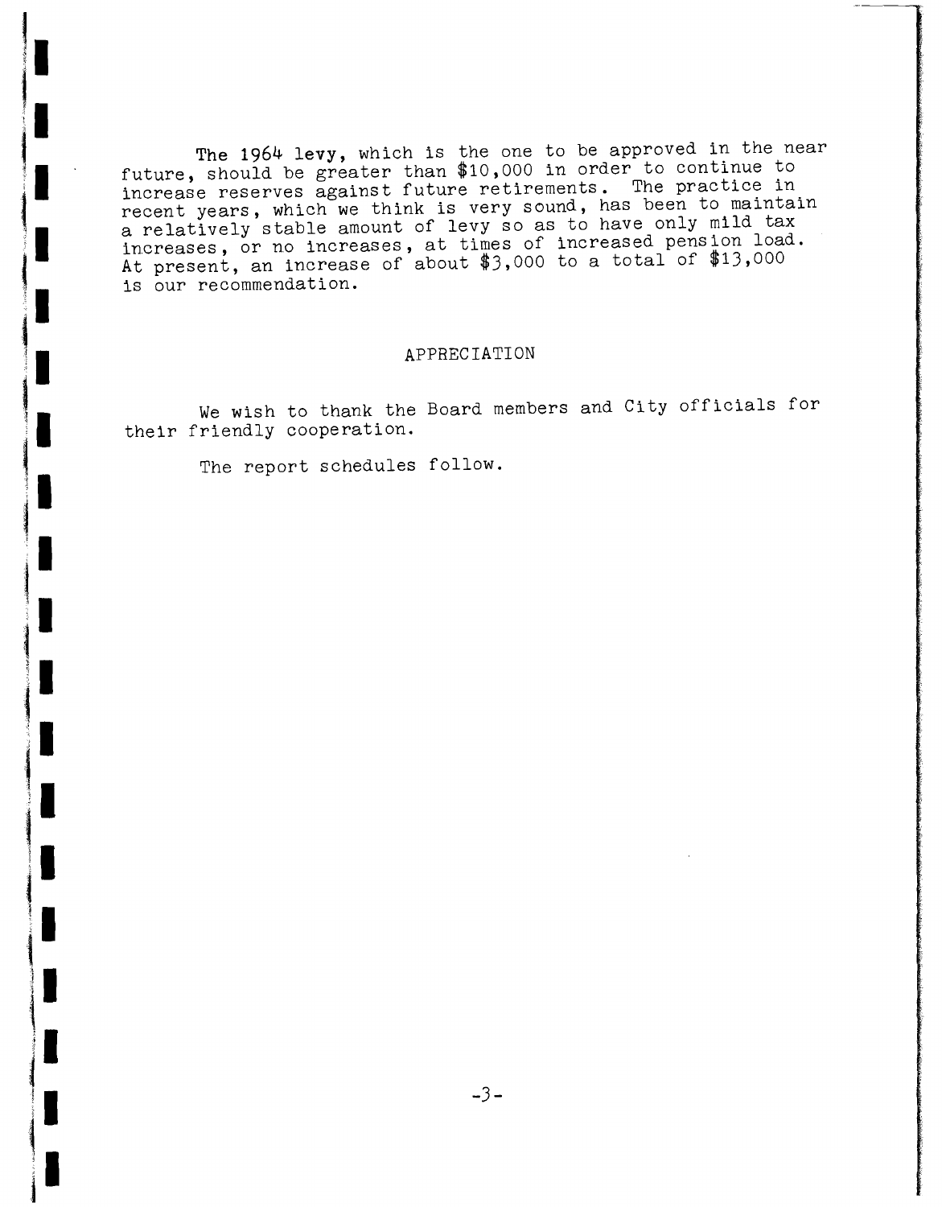The 1964 levy, which is the one to be approved in the near future, should be greater than $10,000 in order to continue to increase reserves against future retirements. The practice in recent years, which we think is very sound, has been to maintain a relatively stable amount of levy so as to have only mild tax increases, or no increases, at times of increased pension load. At present, an increase of about $3,000 to a total of $13,000 is our recommendation.

## APPRECIATION

We wish to thank the Board members and City officials for their friendly cooperation.

The report schedules follow.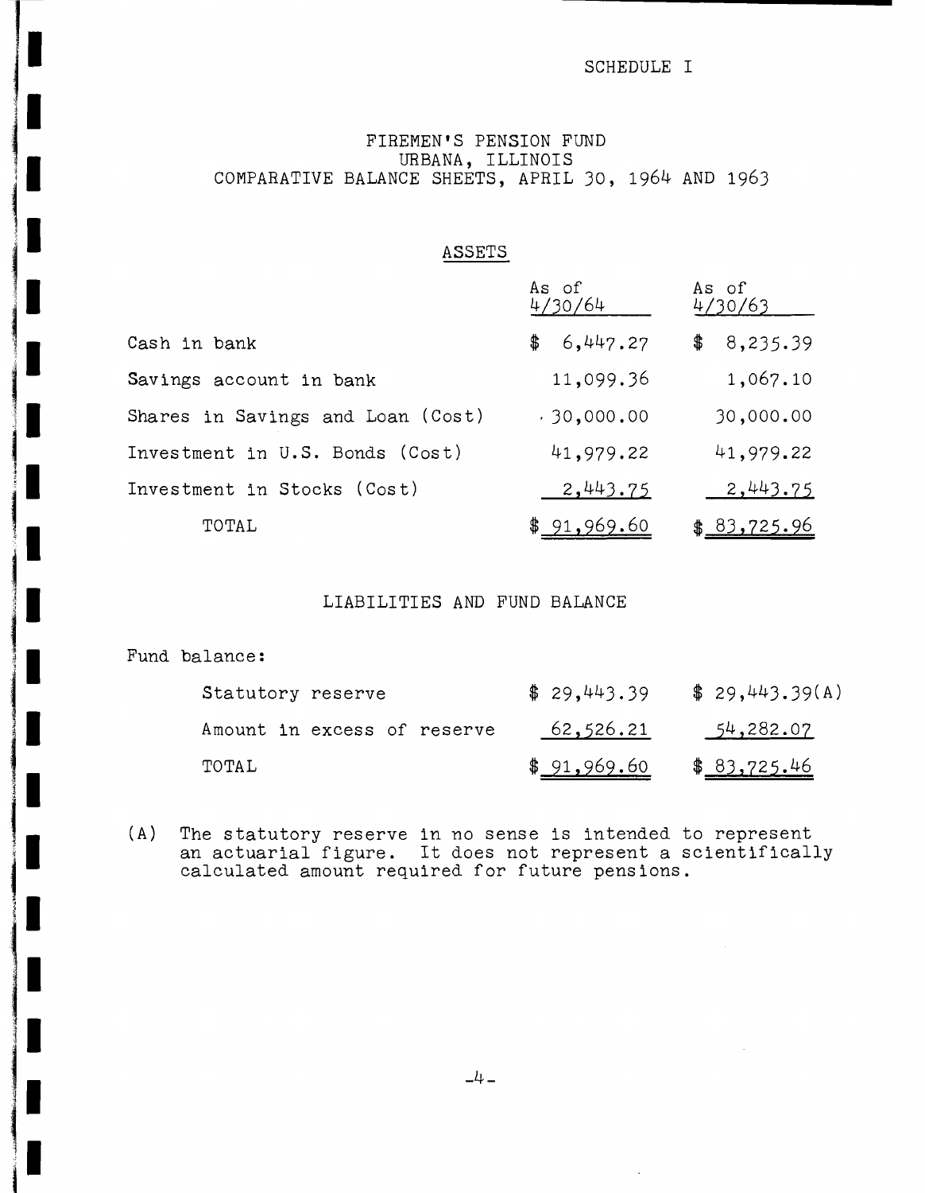SCHEDULE I

# FIREMEN'S PENSION FUND
## URBANA, ILLINOIS
## COMPARATIVE BALANCE SHEETS, APRIL 30, 1964 AND 1963

### ASSETS

| | As of 4/30/64 | As of 4/30/63 |
|---|---|---|
| Cash in bank | $ 6,447.27 | $ 8,235.39 |
| Savings account in bank | 11,099.36 | 1,067.10 |
| Shares in Savings and Loan (Cost) | 30,000.00 | 30,000.00 |
| Investment in U.S. Bonds (Cost) | 41,979.22 | 41,979.22 |
| Investment in Stocks (Cost) | 2,443.75 | 2,443.75 |
| TOTAL | $ 91,969.60 | $ 83,725.96 |

### LIABILITIES AND FUND BALANCE

| | | |
|---|---|---|
| Fund balance: | | |
| Statutory reserve | $ 29,443.39 | $ 29,443.39(A) |
| Amount in excess of reserve | 62,526.21 | 54,282.07 |
| TOTAL | $ 91,969.60 | $ 83,725.46 |

(A) The statutory reserve in no sense is intended to represent an actuarial figure. It does not represent a scientifically calculated amount required for future pensions.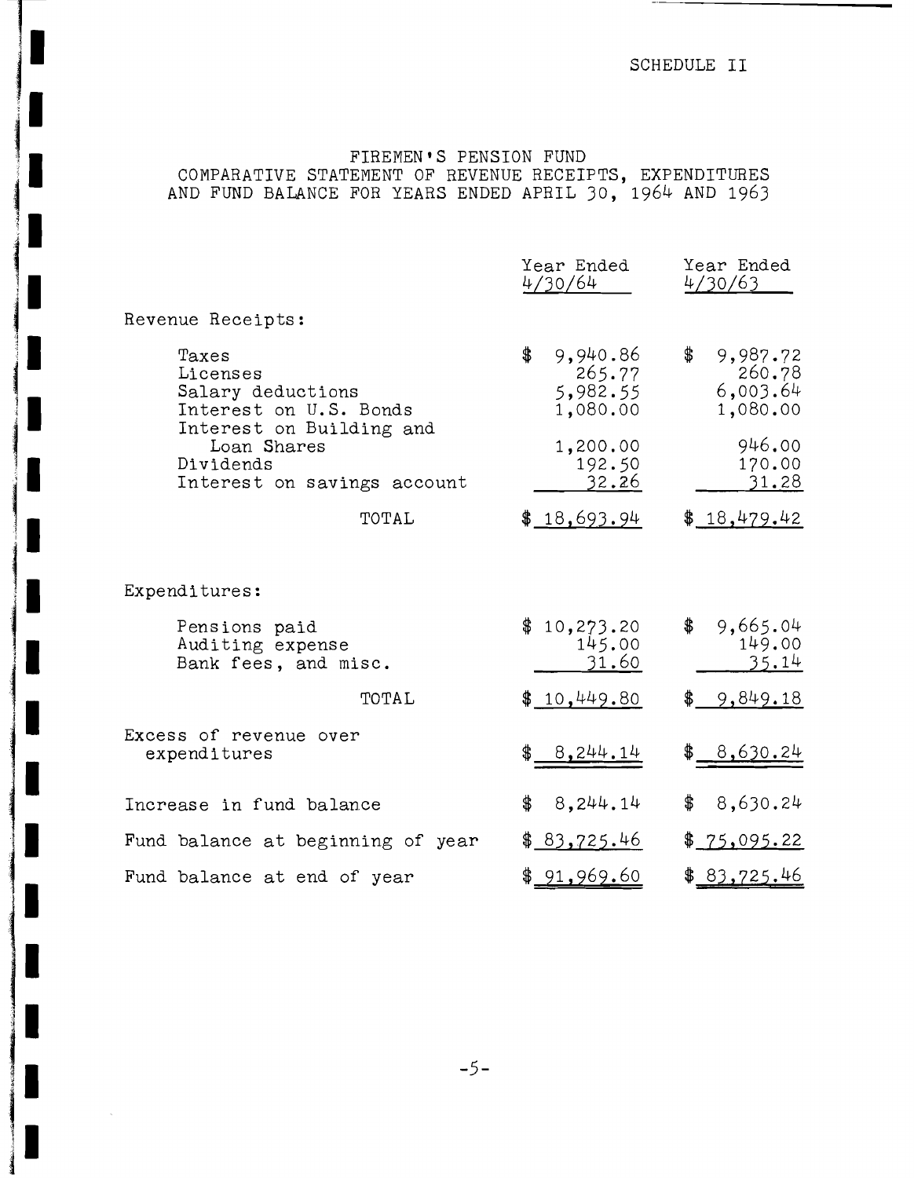SCHEDULE II

# FIREMEN'S PENSION FUND
## COMPARATIVE STATEMENT OF REVENUE RECEIPTS, EXPENDITURES AND FUND BALANCE FOR YEARS ENDED APRIL 30, 1964 AND 1963

| | Year Ended 4/30/64 | Year Ended 4/30/63 |
|---|---|---|
| Revenue Receipts: | | |
| Taxes | $ 9,940.86 | $ 9,987.72 |
| Licenses | 265.77 | 260.78 |
| Salary deductions | 5,982.55 | 6,003.64 |
| Interest on U.S. Bonds | 1,080.00 | 1,080.00 |
| Interest on Building and Loan Shares | 1,200.00 | 946.00 |
| Dividends | 192.50 | 170.00 |
| Interest on savings account | 32.26 | 31.28 |
| TOTAL | $ 18,693.94 | $ 18,479.42 |
| Expenditures: | | |
| Pensions paid | $ 10,273.20 | $ 9,665.04 |
| Auditing expense | 145.00 | 149.00 |
| Bank fees, and misc. | 31.60 | 35.14 |
| TOTAL | $ 10,449.80 | $ 9,849.18 |
| Excess of revenue over expenditures | $ 8,244.14 | $ 8,630.24 |
| Increase in fund balance | $ 8,244.14 | $ 8,630.24 |
| Fund balance at beginning of year | $ 83,725.46 | $ 75,095.22 |
| Fund balance at end of year | $ 91,969.60 | $ 83,725.46 |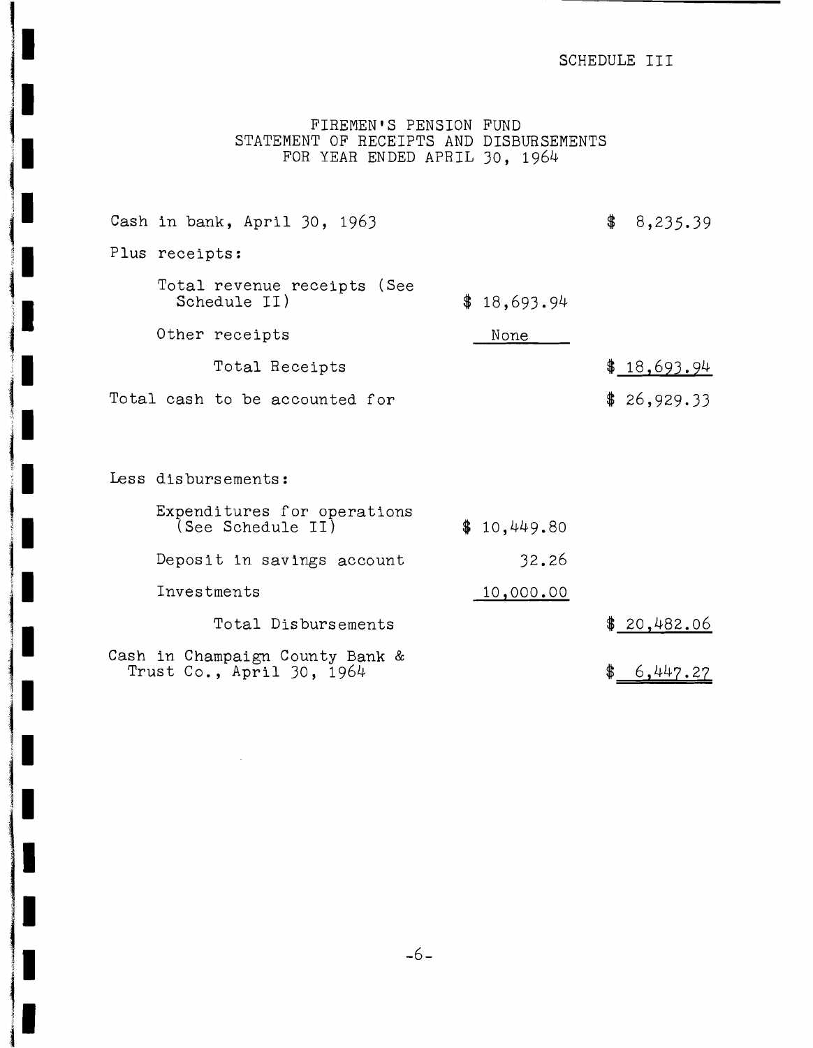SCHEDULE III

# FIREMEN'S PENSION FUND
## STATEMENT OF RECEIPTS AND DISBURSEMENTS
## FOR YEAR ENDED APRIL 30, 1964

| | | |
|---|---|---|
| Cash in bank, April 30, 1963 | | $ 8,235.39 |
| Plus receipts: | | |
| Total revenue receipts (See Schedule II) | $ 18,693.94 | |
| Other receipts | None | |
| Total Receipts | | $ 18,693.94 |
| Total cash to be accounted for | | $ 26,929.33 |
| | | |
| Less disbursements: | | |
| Expenditures for operations (See Schedule II) | $ 10,449.80 | |
| Deposit in savings account | 32.26 | |
| Investments | 10,000.00 | |
| Total Disbursements | | $ 20,482.06 |
| Cash in Champaign County Bank & Trust Co., April 30, 1964 | | $ 6,447.27 |